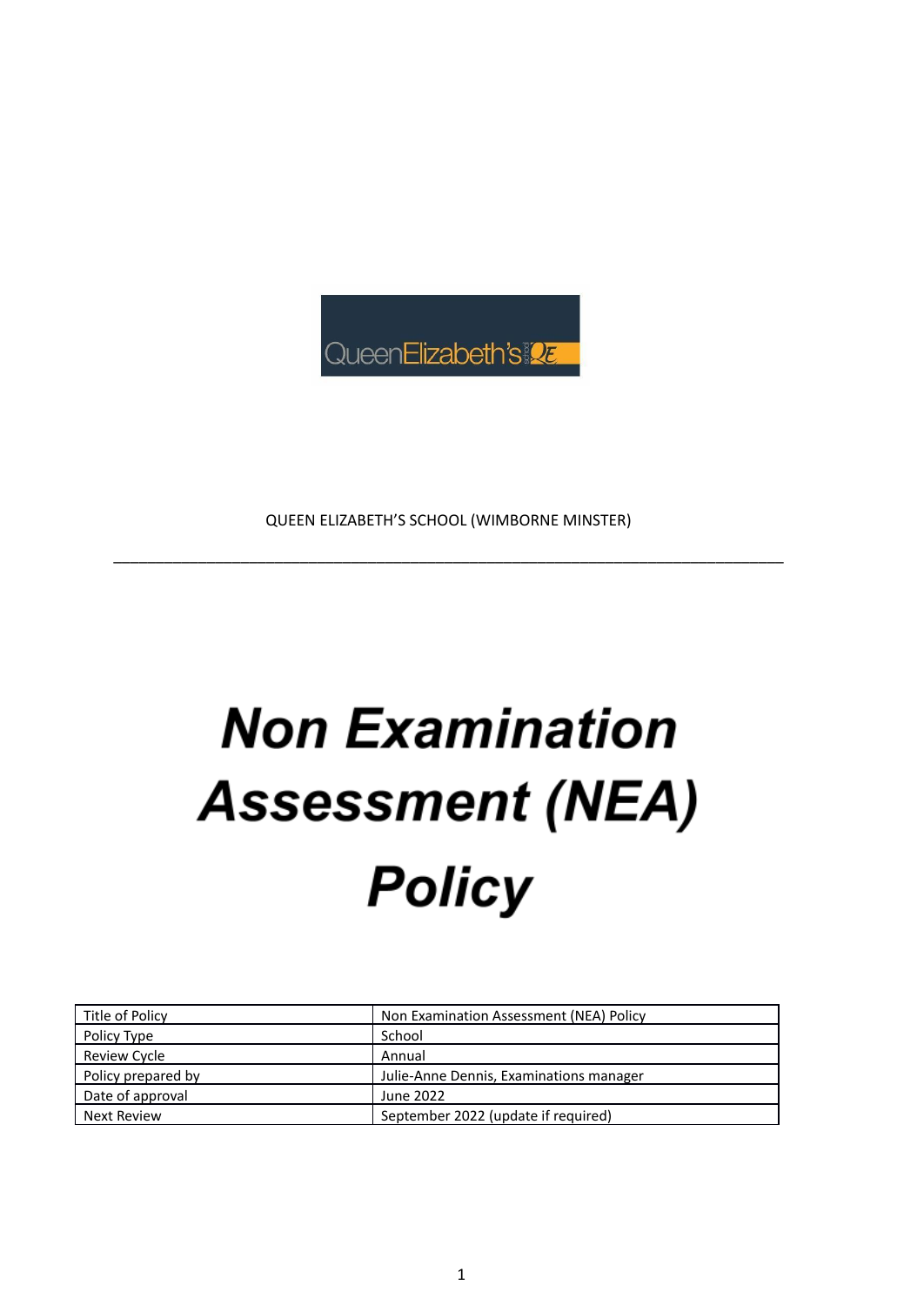QUEEN ELIZABETH'S SCHOOL (WIMBORNE MINSTER)

---

# Non Examination Assessment (NEA) Policy

| Title of Policy | Non Examination Assessment (NEA) Policy |
|---|---|
| Policy Type | School |
| Review Cycle | Annual |
| Policy prepared by | Julie-Anne Dennis, Examinations manager |
| Date of approval | June 2022 |
| Next Review | September 2022 (update if required) |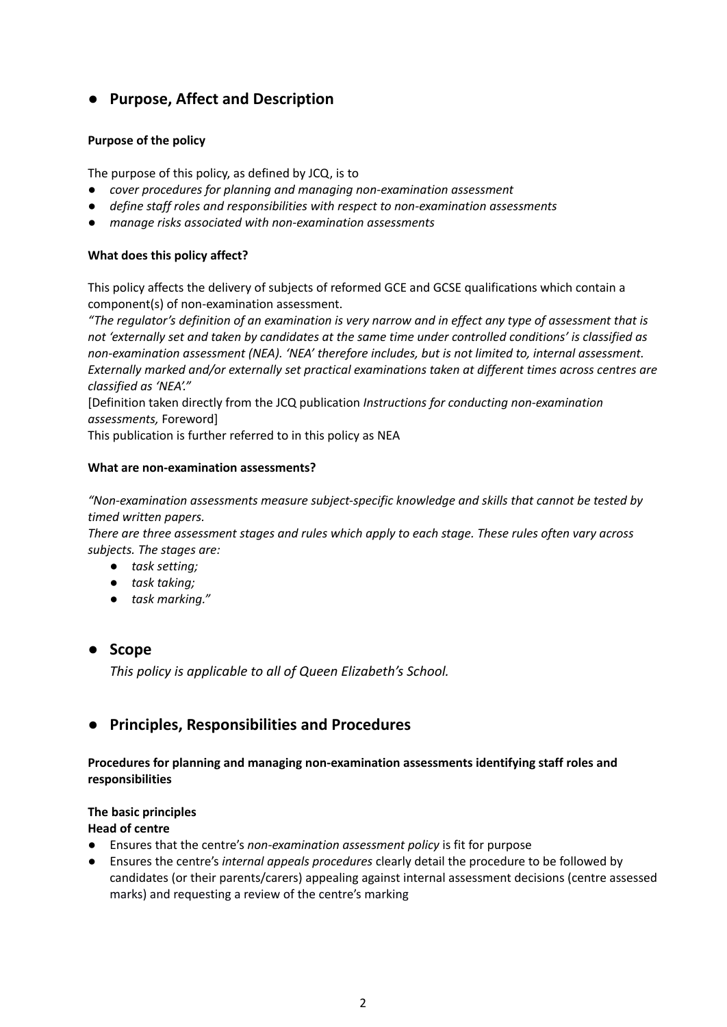## Purpose, Affect and Description

**Purpose of the policy**

The purpose of this policy, as defined by JCQ, is to

- *cover procedures for planning and managing non-examination assessment*
- *define staff roles and responsibilities with respect to non-examination assessments*
- *manage risks associated with non-examination assessments*

**What does this policy affect?**

This policy affects the delivery of subjects of reformed GCE and GCSE qualifications which contain a component(s) of non-examination assessment.

*"The regulator's definition of an examination is very narrow and in effect any type of assessment that is not 'externally set and taken by candidates at the same time under controlled conditions' is classified as non-examination assessment (NEA). 'NEA' therefore includes, but is not limited to, internal assessment. Externally marked and/or externally set practical examinations taken at different times across centres are classified as 'NEA'."*

[Definition taken directly from the JCQ publication *Instructions for conducting non-examination assessments,* Foreword]

This publication is further referred to in this policy as NEA

**What are non-examination assessments?**

*"Non-examination assessments measure subject-specific knowledge and skills that cannot be tested by timed written papers.*

*There are three assessment stages and rules which apply to each stage. These rules often vary across subjects. The stages are:*

- *task setting;*
- *task taking;*
- *task marking."*

## Scope

*This policy is applicable to all of Queen Elizabeth's School.*

## Principles, Responsibilities and Procedures

**Procedures for planning and managing non-examination assessments identifying staff roles and responsibilities**

**The basic principles**

**Head of centre**

- Ensures that the centre's *non-examination assessment policy* is fit for purpose
- Ensures the centre's *internal appeals procedures* clearly detail the procedure to be followed by candidates (or their parents/carers) appealing against internal assessment decisions (centre assessed marks) and requesting a review of the centre's marking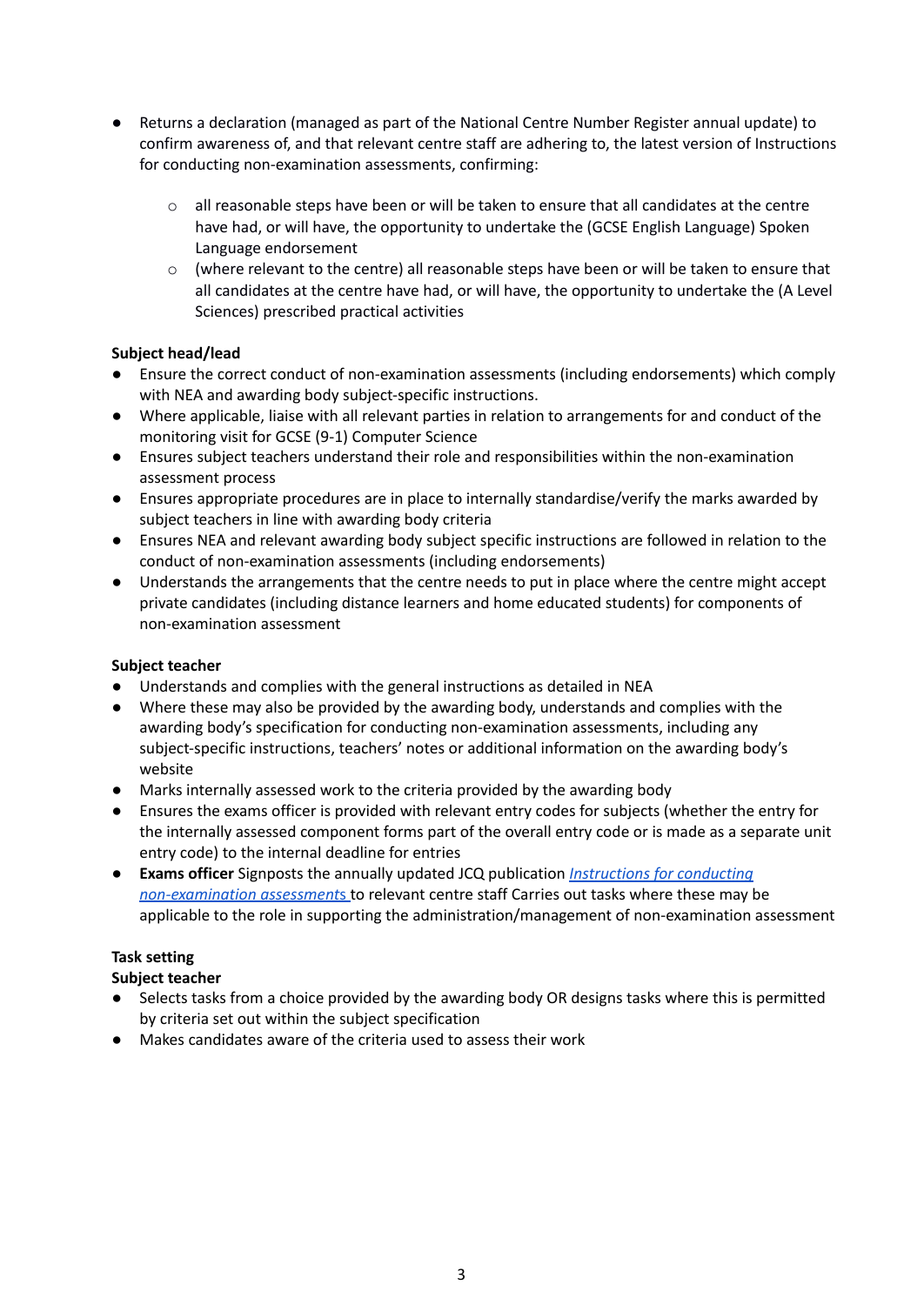- Returns a declaration (managed as part of the National Centre Number Register annual update) to confirm awareness of, and that relevant centre staff are adhering to, the latest version of Instructions for conducting non-examination assessments, confirming:
    - all reasonable steps have been or will be taken to ensure that all candidates at the centre have had, or will have, the opportunity to undertake the (GCSE English Language) Spoken Language endorsement
    - (where relevant to the centre) all reasonable steps have been or will be taken to ensure that all candidates at the centre have had, or will have, the opportunity to undertake the (A Level Sciences) prescribed practical activities

**Subject head/lead**

- Ensure the correct conduct of non-examination assessments (including endorsements) which comply with NEA and awarding body subject-specific instructions.
- Where applicable, liaise with all relevant parties in relation to arrangements for and conduct of the monitoring visit for GCSE (9-1) Computer Science
- Ensures subject teachers understand their role and responsibilities within the non-examination assessment process
- Ensures appropriate procedures are in place to internally standardise/verify the marks awarded by subject teachers in line with awarding body criteria
- Ensures NEA and relevant awarding body subject specific instructions are followed in relation to the conduct of non-examination assessments (including endorsements)
- Understands the arrangements that the centre needs to put in place where the centre might accept private candidates (including distance learners and home educated students) for components of non-examination assessment

**Subject teacher**

- Understands and complies with the general instructions as detailed in NEA
- Where these may also be provided by the awarding body, understands and complies with the awarding body's specification for conducting non-examination assessments, including any subject-specific instructions, teachers' notes or additional information on the awarding body's website
- Marks internally assessed work to the criteria provided by the awarding body
- Ensures the exams officer is provided with relevant entry codes for subjects (whether the entry for the internally assessed component forms part of the overall entry code or is made as a separate unit entry code) to the internal deadline for entries
- **Exams officer** Signposts the annually updated JCQ publication *[Instructions for conducting non-examination assessments](#)* to relevant centre staff Carries out tasks where these may be applicable to the role in supporting the administration/management of non-examination assessment

**Task setting**

**Subject teacher**

- Selects tasks from a choice provided by the awarding body OR designs tasks where this is permitted by criteria set out within the subject specification
- Makes candidates aware of the criteria used to assess their work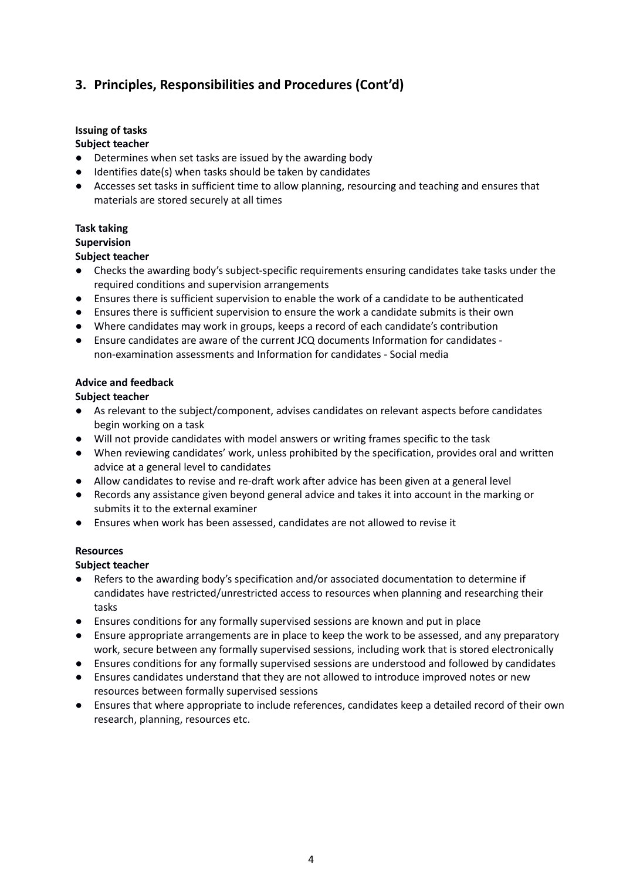## 3. Principles, Responsibilities and Procedures (Cont'd)

**Issuing of tasks**

**Subject teacher**

- Determines when set tasks are issued by the awarding body
- Identifies date(s) when tasks should be taken by candidates
- Accesses set tasks in sufficient time to allow planning, resourcing and teaching and ensures that materials are stored securely at all times

**Task taking**

**Supervision**

**Subject teacher**

- Checks the awarding body's subject-specific requirements ensuring candidates take tasks under the required conditions and supervision arrangements
- Ensures there is sufficient supervision to enable the work of a candidate to be authenticated
- Ensures there is sufficient supervision to ensure the work a candidate submits is their own
- Where candidates may work in groups, keeps a record of each candidate's contribution
- Ensure candidates are aware of the current JCQ documents Information for candidates - non-examination assessments and Information for candidates - Social media

**Advice and feedback**

**Subject teacher**

- As relevant to the subject/component, advises candidates on relevant aspects before candidates begin working on a task
- Will not provide candidates with model answers or writing frames specific to the task
- When reviewing candidates' work, unless prohibited by the specification, provides oral and written advice at a general level to candidates
- Allow candidates to revise and re-draft work after advice has been given at a general level
- Records any assistance given beyond general advice and takes it into account in the marking or submits it to the external examiner
- Ensures when work has been assessed, candidates are not allowed to revise it

**Resources**

**Subject teacher**

- Refers to the awarding body's specification and/or associated documentation to determine if candidates have restricted/unrestricted access to resources when planning and researching their tasks
- Ensures conditions for any formally supervised sessions are known and put in place
- Ensure appropriate arrangements are in place to keep the work to be assessed, and any preparatory work, secure between any formally supervised sessions, including work that is stored electronically
- Ensures conditions for any formally supervised sessions are understood and followed by candidates
- Ensures candidates understand that they are not allowed to introduce improved notes or new resources between formally supervised sessions
- Ensures that where appropriate to include references, candidates keep a detailed record of their own research, planning, resources etc.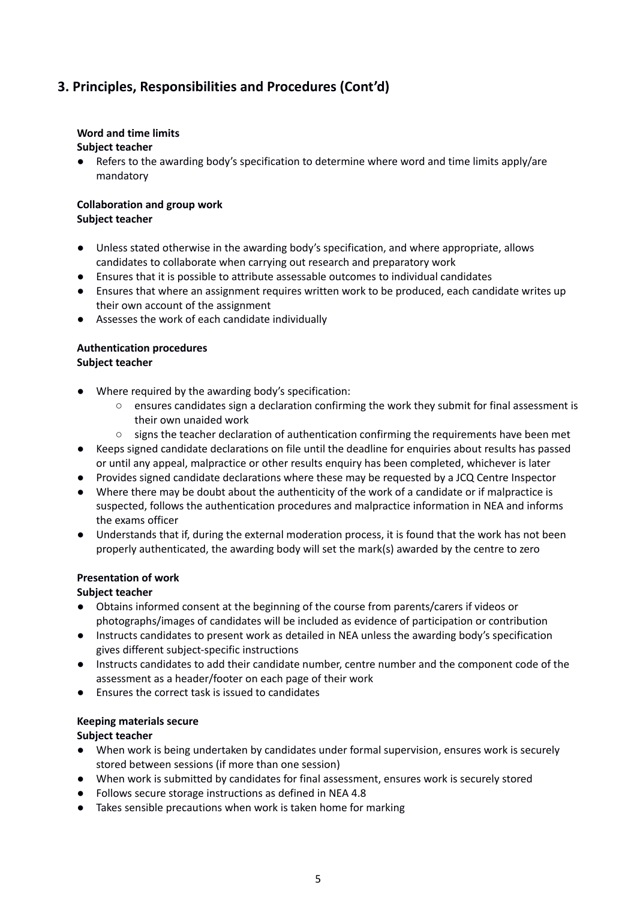## 3. Principles, Responsibilities and Procedures (Cont'd)

**Word and time limits**
**Subject teacher**

- Refers to the awarding body's specification to determine where word and time limits apply/are mandatory

**Collaboration and group work**
**Subject teacher**

- Unless stated otherwise in the awarding body's specification, and where appropriate, allows candidates to collaborate when carrying out research and preparatory work
- Ensures that it is possible to attribute assessable outcomes to individual candidates
- Ensures that where an assignment requires written work to be produced, each candidate writes up their own account of the assignment
- Assesses the work of each candidate individually

**Authentication procedures**
**Subject teacher**

- Where required by the awarding body's specification:
  - ensures candidates sign a declaration confirming the work they submit for final assessment is their own unaided work
  - signs the teacher declaration of authentication confirming the requirements have been met
- Keeps signed candidate declarations on file until the deadline for enquiries about results has passed or until any appeal, malpractice or other results enquiry has been completed, whichever is later
- Provides signed candidate declarations where these may be requested by a JCQ Centre Inspector
- Where there may be doubt about the authenticity of the work of a candidate or if malpractice is suspected, follows the authentication procedures and malpractice information in NEA and informs the exams officer
- Understands that if, during the external moderation process, it is found that the work has not been properly authenticated, the awarding body will set the mark(s) awarded by the centre to zero

**Presentation of work**
**Subject teacher**

- Obtains informed consent at the beginning of the course from parents/carers if videos or photographs/images of candidates will be included as evidence of participation or contribution
- Instructs candidates to present work as detailed in NEA unless the awarding body's specification gives different subject-specific instructions
- Instructs candidates to add their candidate number, centre number and the component code of the assessment as a header/footer on each page of their work
- Ensures the correct task is issued to candidates

**Keeping materials secure**
**Subject teacher**

- When work is being undertaken by candidates under formal supervision, ensures work is securely stored between sessions (if more than one session)
- When work is submitted by candidates for final assessment, ensures work is securely stored
- Follows secure storage instructions as defined in NEA 4.8
- Takes sensible precautions when work is taken home for marking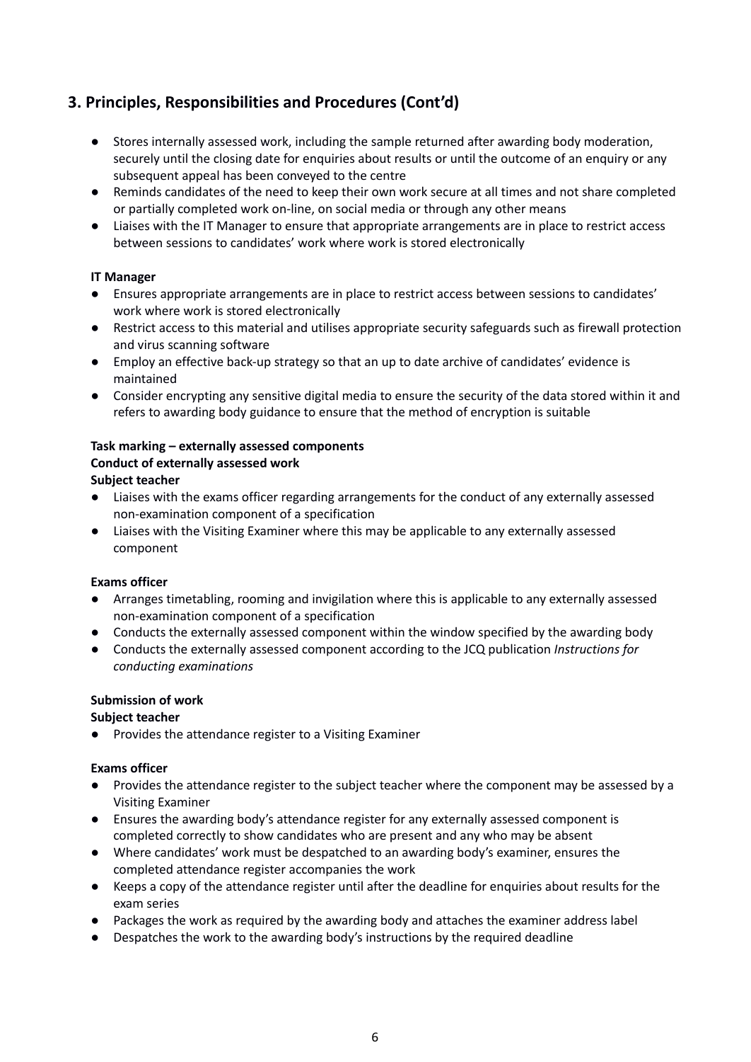## 3. Principles, Responsibilities and Procedures (Cont'd)

- Stores internally assessed work, including the sample returned after awarding body moderation, securely until the closing date for enquiries about results or until the outcome of an enquiry or any subsequent appeal has been conveyed to the centre
- Reminds candidates of the need to keep their own work secure at all times and not share completed or partially completed work on-line, on social media or through any other means
- Liaises with the IT Manager to ensure that appropriate arrangements are in place to restrict access between sessions to candidates' work where work is stored electronically

**IT Manager**

- Ensures appropriate arrangements are in place to restrict access between sessions to candidates' work where work is stored electronically
- Restrict access to this material and utilises appropriate security safeguards such as firewall protection and virus scanning software
- Employ an effective back-up strategy so that an up to date archive of candidates' evidence is maintained
- Consider encrypting any sensitive digital media to ensure the security of the data stored within it and refers to awarding body guidance to ensure that the method of encryption is suitable

**Task marking – externally assessed components**

**Conduct of externally assessed work**

**Subject teacher**

- Liaises with the exams officer regarding arrangements for the conduct of any externally assessed non-examination component of a specification
- Liaises with the Visiting Examiner where this may be applicable to any externally assessed component

**Exams officer**

- Arranges timetabling, rooming and invigilation where this is applicable to any externally assessed non-examination component of a specification
- Conducts the externally assessed component within the window specified by the awarding body
- Conducts the externally assessed component according to the JCQ publication *Instructions for conducting examinations*

**Submission of work**

**Subject teacher**

- Provides the attendance register to a Visiting Examiner

**Exams officer**

- Provides the attendance register to the subject teacher where the component may be assessed by a Visiting Examiner
- Ensures the awarding body's attendance register for any externally assessed component is completed correctly to show candidates who are present and any who may be absent
- Where candidates' work must be despatched to an awarding body's examiner, ensures the completed attendance register accompanies the work
- Keeps a copy of the attendance register until after the deadline for enquiries about results for the exam series
- Packages the work as required by the awarding body and attaches the examiner address label
- Despatches the work to the awarding body's instructions by the required deadline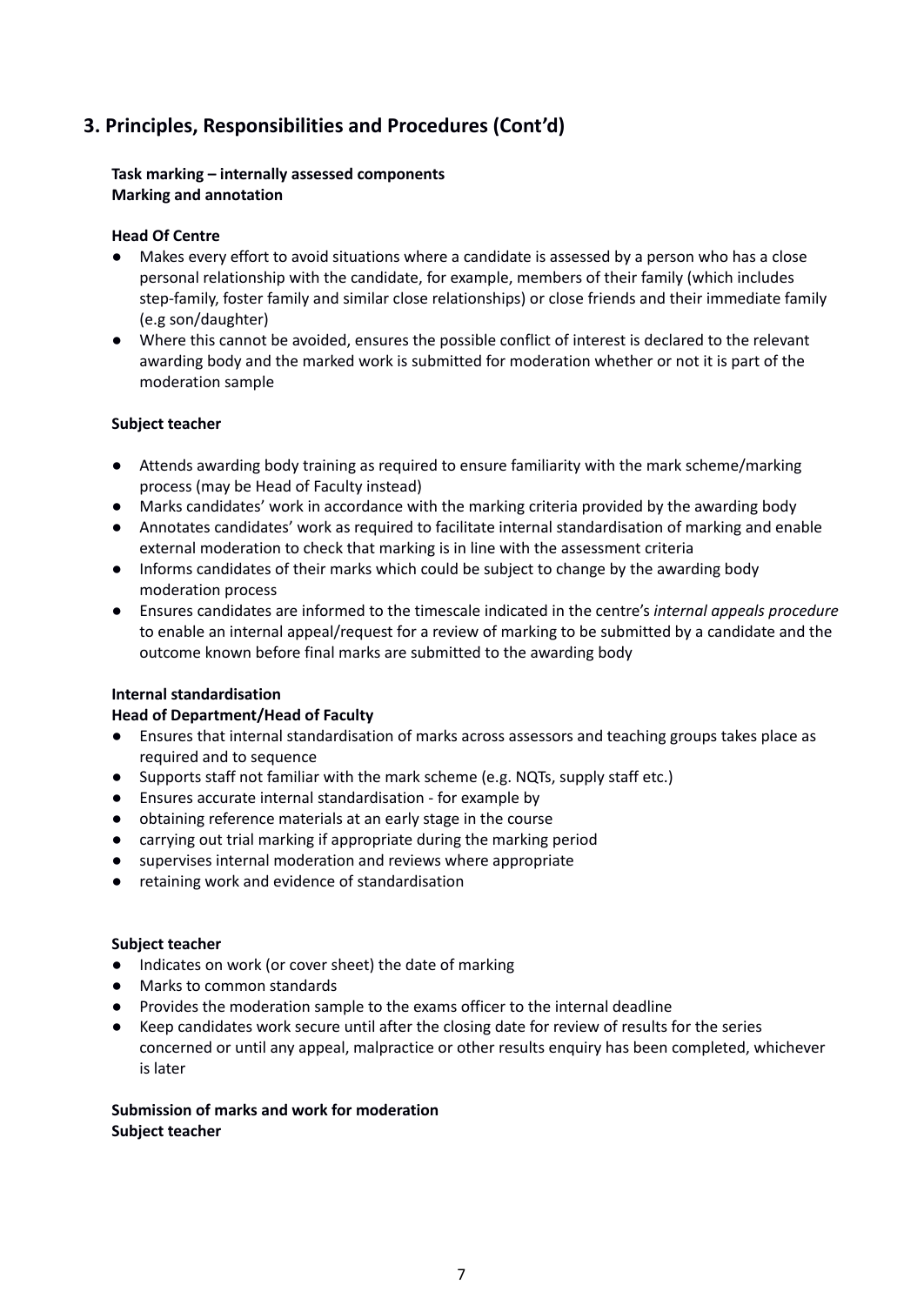## 3. Principles, Responsibilities and Procedures (Cont'd)

**Task marking – internally assessed components**
**Marking and annotation**

**Head Of Centre**

- Makes every effort to avoid situations where a candidate is assessed by a person who has a close personal relationship with the candidate, for example, members of their family (which includes step-family, foster family and similar close relationships) or close friends and their immediate family (e.g son/daughter)
- Where this cannot be avoided, ensures the possible conflict of interest is declared to the relevant awarding body and the marked work is submitted for moderation whether or not it is part of the moderation sample

**Subject teacher**

- Attends awarding body training as required to ensure familiarity with the mark scheme/marking process (may be Head of Faculty instead)
- Marks candidates' work in accordance with the marking criteria provided by the awarding body
- Annotates candidates' work as required to facilitate internal standardisation of marking and enable external moderation to check that marking is in line with the assessment criteria
- Informs candidates of their marks which could be subject to change by the awarding body moderation process
- Ensures candidates are informed to the timescale indicated in the centre's *internal appeals procedure* to enable an internal appeal/request for a review of marking to be submitted by a candidate and the outcome known before final marks are submitted to the awarding body

**Internal standardisation**
**Head of Department/Head of Faculty**

- Ensures that internal standardisation of marks across assessors and teaching groups takes place as required and to sequence
- Supports staff not familiar with the mark scheme (e.g. NQTs, supply staff etc.)
- Ensures accurate internal standardisation - for example by
- obtaining reference materials at an early stage in the course
- carrying out trial marking if appropriate during the marking period
- supervises internal moderation and reviews where appropriate
- retaining work and evidence of standardisation

**Subject teacher**

- Indicates on work (or cover sheet) the date of marking
- Marks to common standards
- Provides the moderation sample to the exams officer to the internal deadline
- Keep candidates work secure until after the closing date for review of results for the series concerned or until any appeal, malpractice or other results enquiry has been completed, whichever is later

**Submission of marks and work for moderation**
**Subject teacher**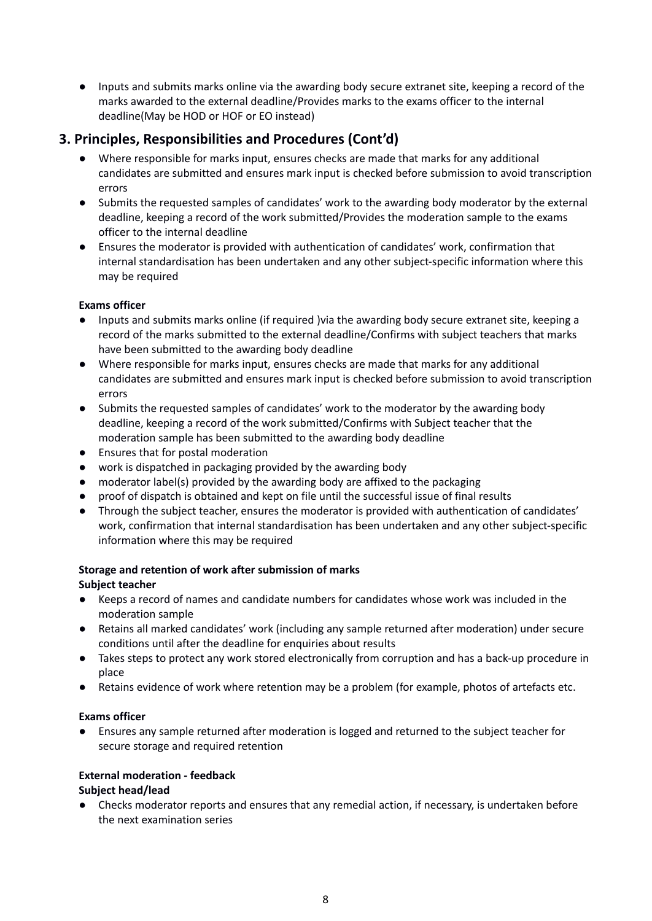- Inputs and submits marks online via the awarding body secure extranet site, keeping a record of the marks awarded to the external deadline/Provides marks to the exams officer to the internal deadline(May be HOD or HOF or EO instead)

## 3. Principles, Responsibilities and Procedures (Cont'd)

- Where responsible for marks input, ensures checks are made that marks for any additional candidates are submitted and ensures mark input is checked before submission to avoid transcription errors
- Submits the requested samples of candidates' work to the awarding body moderator by the external deadline, keeping a record of the work submitted/Provides the moderation sample to the exams officer to the internal deadline
- Ensures the moderator is provided with authentication of candidates' work, confirmation that internal standardisation has been undertaken and any other subject-specific information where this may be required

**Exams officer**

- Inputs and submits marks online (if required )via the awarding body secure extranet site, keeping a record of the marks submitted to the external deadline/Confirms with subject teachers that marks have been submitted to the awarding body deadline
- Where responsible for marks input, ensures checks are made that marks for any additional candidates are submitted and ensures mark input is checked before submission to avoid transcription errors
- Submits the requested samples of candidates' work to the moderator by the awarding body deadline, keeping a record of the work submitted/Confirms with Subject teacher that the moderation sample has been submitted to the awarding body deadline
- Ensures that for postal moderation
- work is dispatched in packaging provided by the awarding body
- moderator label(s) provided by the awarding body are affixed to the packaging
- proof of dispatch is obtained and kept on file until the successful issue of final results
- Through the subject teacher, ensures the moderator is provided with authentication of candidates' work, confirmation that internal standardisation has been undertaken and any other subject-specific information where this may be required

**Storage and retention of work after submission of marks**

**Subject teacher**

- Keeps a record of names and candidate numbers for candidates whose work was included in the moderation sample
- Retains all marked candidates' work (including any sample returned after moderation) under secure conditions until after the deadline for enquiries about results
- Takes steps to protect any work stored electronically from corruption and has a back-up procedure in place
- Retains evidence of work where retention may be a problem (for example, photos of artefacts etc.

**Exams officer**

- Ensures any sample returned after moderation is logged and returned to the subject teacher for secure storage and required retention

**External moderation - feedback**

**Subject head/lead**

- Checks moderator reports and ensures that any remedial action, if necessary, is undertaken before the next examination series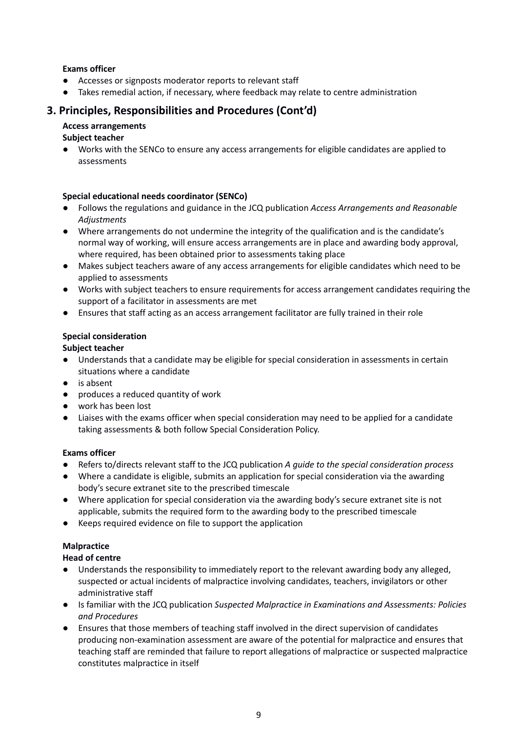**Exams officer**

- Accesses or signposts moderator reports to relevant staff
- Takes remedial action, if necessary, where feedback may relate to centre administration

## 3. Principles, Responsibilities and Procedures (Cont'd)

**Access arrangements**

**Subject teacher**

- Works with the SENCo to ensure any access arrangements for eligible candidates are applied to assessments

**Special educational needs coordinator (SENCo)**

- Follows the regulations and guidance in the JCQ publication *Access Arrangements and Reasonable Adjustments*
- Where arrangements do not undermine the integrity of the qualification and is the candidate's normal way of working, will ensure access arrangements are in place and awarding body approval, where required, has been obtained prior to assessments taking place
- Makes subject teachers aware of any access arrangements for eligible candidates which need to be applied to assessments
- Works with subject teachers to ensure requirements for access arrangement candidates requiring the support of a facilitator in assessments are met
- Ensures that staff acting as an access arrangement facilitator are fully trained in their role

**Special consideration**

**Subject teacher**

- Understands that a candidate may be eligible for special consideration in assessments in certain situations where a candidate
- is absent
- produces a reduced quantity of work
- work has been lost
- Liaises with the exams officer when special consideration may need to be applied for a candidate taking assessments & both follow Special Consideration Policy.

**Exams officer**

- Refers to/directs relevant staff to the JCQ publication *A guide to the special consideration process*
- Where a candidate is eligible, submits an application for special consideration via the awarding body's secure extranet site to the prescribed timescale
- Where application for special consideration via the awarding body's secure extranet site is not applicable, submits the required form to the awarding body to the prescribed timescale
- Keeps required evidence on file to support the application

**Malpractice**

**Head of centre**

- Understands the responsibility to immediately report to the relevant awarding body any alleged, suspected or actual incidents of malpractice involving candidates, teachers, invigilators or other administrative staff
- Is familiar with the JCQ publication *Suspected Malpractice in Examinations and Assessments: Policies and Procedures*
- Ensures that those members of teaching staff involved in the direct supervision of candidates producing non-examination assessment are aware of the potential for malpractice and ensures that teaching staff are reminded that failure to report allegations of malpractice or suspected malpractice constitutes malpractice in itself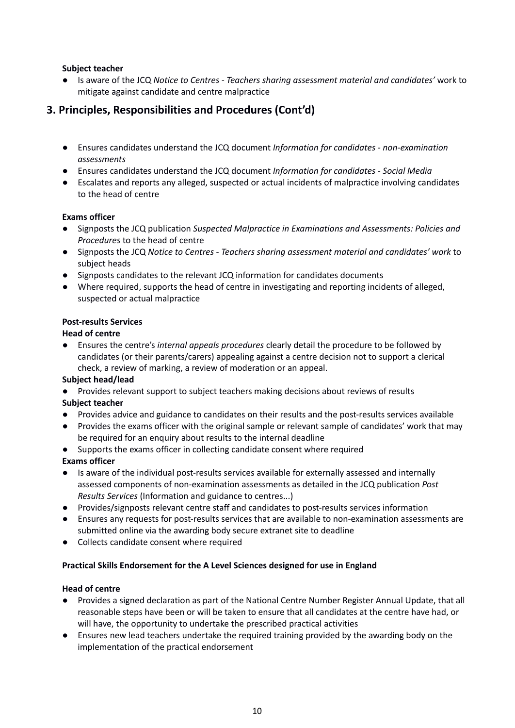**Subject teacher**

- Is aware of the JCQ *Notice to Centres - Teachers sharing assessment material and candidates'* work to mitigate against candidate and centre malpractice

## 3. Principles, Responsibilities and Procedures (Cont'd)

- Ensures candidates understand the JCQ document *Information for candidates - non-examination assessments*
- Ensures candidates understand the JCQ document *Information for candidates - Social Media*
- Escalates and reports any alleged, suspected or actual incidents of malpractice involving candidates to the head of centre

**Exams officer**

- Signposts the JCQ publication *Suspected Malpractice in Examinations and Assessments: Policies and Procedures* to the head of centre
- Signposts the JCQ *Notice to Centres - Teachers sharing assessment material and candidates' work* to subject heads
- Signposts candidates to the relevant JCQ information for candidates documents
- Where required, supports the head of centre in investigating and reporting incidents of alleged, suspected or actual malpractice

**Post-results Services**

**Head of centre**

- Ensures the centre's *internal appeals procedures* clearly detail the procedure to be followed by candidates (or their parents/carers) appealing against a centre decision not to support a clerical check, a review of marking, a review of moderation or an appeal.

**Subject head/lead**

- Provides relevant support to subject teachers making decisions about reviews of results

**Subject teacher**

- Provides advice and guidance to candidates on their results and the post-results services available
- Provides the exams officer with the original sample or relevant sample of candidates' work that may be required for an enquiry about results to the internal deadline
- Supports the exams officer in collecting candidate consent where required

**Exams officer**

- Is aware of the individual post-results services available for externally assessed and internally assessed components of non-examination assessments as detailed in the JCQ publication *Post Results Services* (Information and guidance to centres...)
- Provides/signposts relevant centre staff and candidates to post-results services information
- Ensures any requests for post-results services that are available to non-examination assessments are submitted online via the awarding body secure extranet site to deadline
- Collects candidate consent where required

**Practical Skills Endorsement for the A Level Sciences designed for use in England**

**Head of centre**

- Provides a signed declaration as part of the National Centre Number Register Annual Update, that all reasonable steps have been or will be taken to ensure that all candidates at the centre have had, or will have, the opportunity to undertake the prescribed practical activities
- Ensures new lead teachers undertake the required training provided by the awarding body on the implementation of the practical endorsement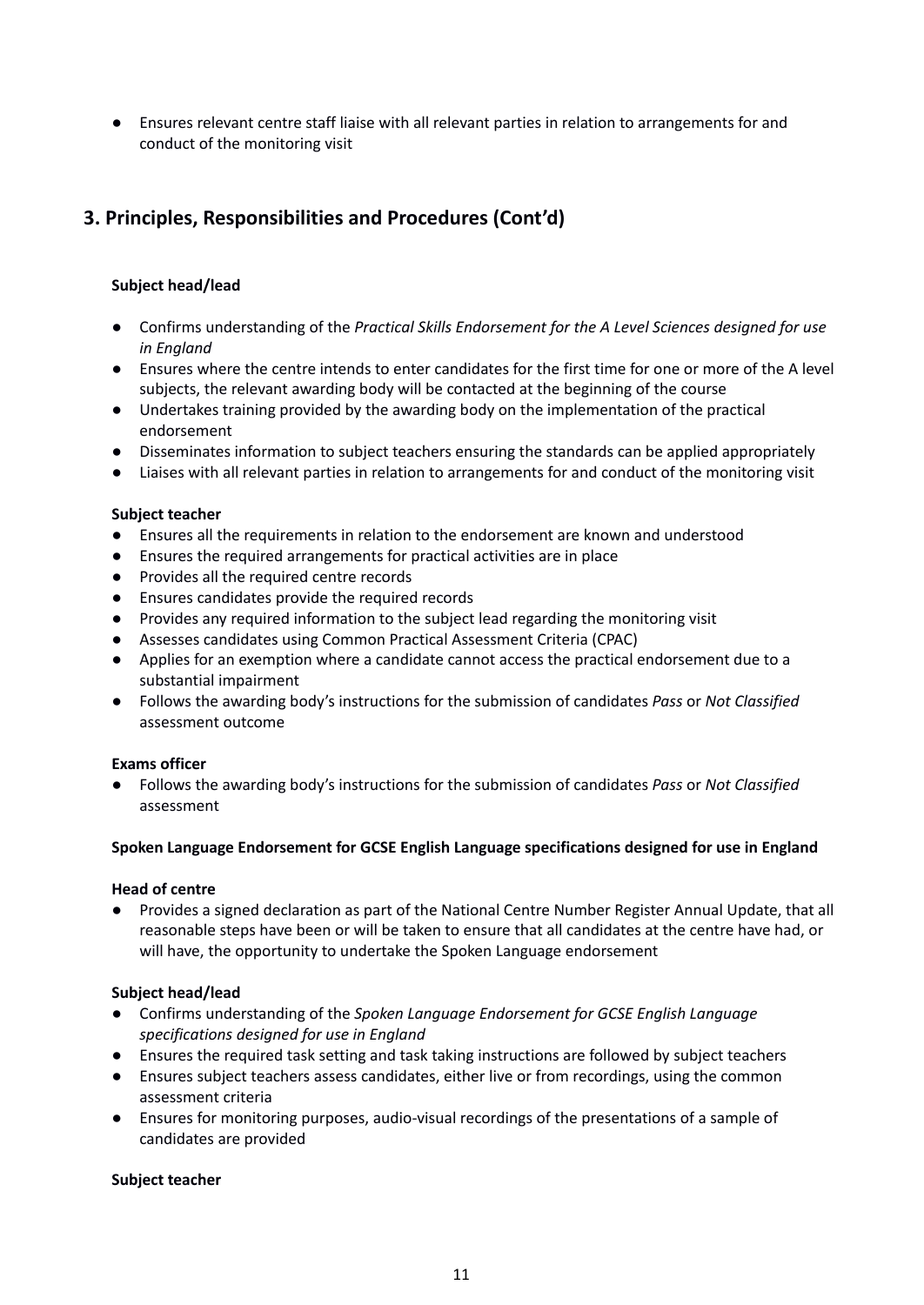- Ensures relevant centre staff liaise with all relevant parties in relation to arrangements for and conduct of the monitoring visit

## 3. Principles, Responsibilities and Procedures (Cont'd)

**Subject head/lead**

- Confirms understanding of the *Practical Skills Endorsement for the A Level Sciences designed for use in England*
- Ensures where the centre intends to enter candidates for the first time for one or more of the A level subjects, the relevant awarding body will be contacted at the beginning of the course
- Undertakes training provided by the awarding body on the implementation of the practical endorsement
- Disseminates information to subject teachers ensuring the standards can be applied appropriately
- Liaises with all relevant parties in relation to arrangements for and conduct of the monitoring visit

**Subject teacher**

- Ensures all the requirements in relation to the endorsement are known and understood
- Ensures the required arrangements for practical activities are in place
- Provides all the required centre records
- Ensures candidates provide the required records
- Provides any required information to the subject lead regarding the monitoring visit
- Assesses candidates using Common Practical Assessment Criteria (CPAC)
- Applies for an exemption where a candidate cannot access the practical endorsement due to a substantial impairment
- Follows the awarding body's instructions for the submission of candidates *Pass* or *Not Classified* assessment outcome

**Exams officer**

- Follows the awarding body's instructions for the submission of candidates *Pass* or *Not Classified* assessment

**Spoken Language Endorsement for GCSE English Language specifications designed for use in England**

**Head of centre**

- Provides a signed declaration as part of the National Centre Number Register Annual Update, that all reasonable steps have been or will be taken to ensure that all candidates at the centre have had, or will have, the opportunity to undertake the Spoken Language endorsement

**Subject head/lead**

- Confirms understanding of the *Spoken Language Endorsement for GCSE English Language specifications designed for use in England*
- Ensures the required task setting and task taking instructions are followed by subject teachers
- Ensures subject teachers assess candidates, either live or from recordings, using the common assessment criteria
- Ensures for monitoring purposes, audio-visual recordings of the presentations of a sample of candidates are provided

**Subject teacher**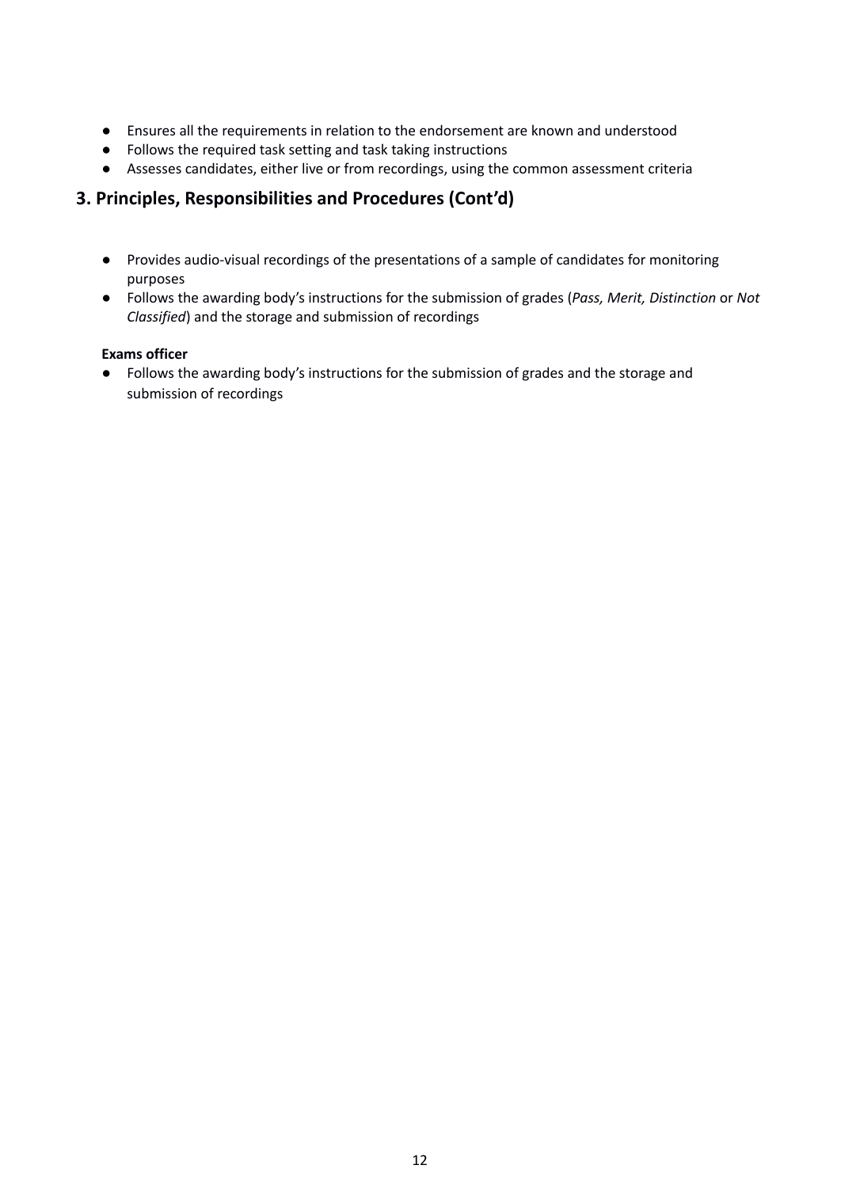- Ensures all the requirements in relation to the endorsement are known and understood
- Follows the required task setting and task taking instructions
- Assesses candidates, either live or from recordings, using the common assessment criteria

## 3. Principles, Responsibilities and Procedures (Cont'd)

- Provides audio-visual recordings of the presentations of a sample of candidates for monitoring purposes
- Follows the awarding body's instructions for the submission of grades (*Pass, Merit, Distinction* or *Not Classified*) and the storage and submission of recordings

**Exams officer**

- Follows the awarding body's instructions for the submission of grades and the storage and submission of recordings